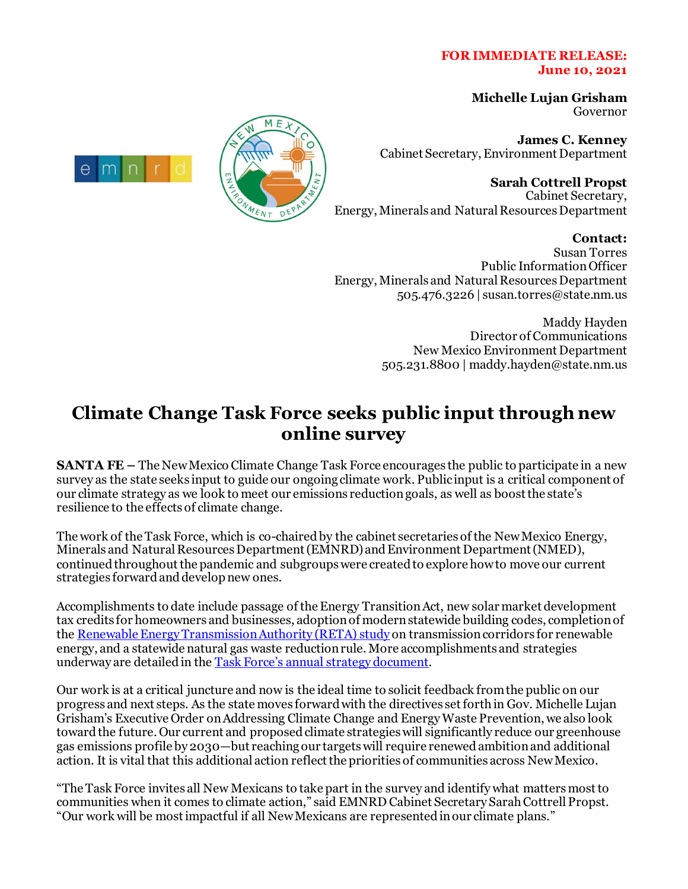**FOR IMMEDIATE RELEASE:**
**June 10, 2021**

**Michelle Lujan Grisham**
Governor

**James C. Kenney**
Cabinet Secretary, Environment Department

**Sarah Cottrell Propst**
Cabinet Secretary,
Energy, Minerals and Natural Resources Department

**Contact:**
Susan Torres
Public Information Officer
Energy, Minerals and Natural Resources Department
505.476.3226 | susan.torres@state.nm.us

Maddy Hayden
Director of Communications
New Mexico Environment Department
505.231.8800 | maddy.hayden@state.nm.us

# Climate Change Task Force seeks public input through new online survey

**SANTA FE –** The New Mexico Climate Change Task Force encourages the public to participate in a new survey as the state seeks input to guide our ongoing climate work. Public input is a critical component of our climate strategy as we look to meet our emissions reduction goals, as well as boost the state's resilience to the effects of climate change.

The work of the Task Force, which is co-chaired by the cabinet secretaries of the New Mexico Energy, Minerals and Natural Resources Department (EMNRD) and Environment Department (NMED), continued throughout the pandemic and subgroups were created to explore how to move our current strategies forward and develop new ones.

Accomplishments to date include passage of the Energy Transition Act, new solar market development tax credits for homeowners and businesses, adoption of modern statewide building codes, completion of the Renewable Energy Transmission Authority (RETA) study on transmission corridors for renewable energy, and a statewide natural gas waste reduction rule. More accomplishments and strategies underway are detailed in the Task Force's annual strategy document.

Our work is at a critical juncture and now is the ideal time to solicit feedback from the public on our progress and next steps. As the state moves forward with the directives set forth in Gov. Michelle Lujan Grisham's Executive Order on Addressing Climate Change and Energy Waste Prevention, we also look toward the future. Our current and proposed climate strategies will significantly reduce our greenhouse gas emissions profile by 2030—but reaching our targets will require renewed ambition and additional action. It is vital that this additional action reflect the priorities of communities across New Mexico.

"The Task Force invites all New Mexicans to take part in the survey and identify what matters most to communities when it comes to climate action," said EMNRD Cabinet Secretary Sarah Cottrell Propst. "Our work will be most impactful if all New Mexicans are represented in our climate plans."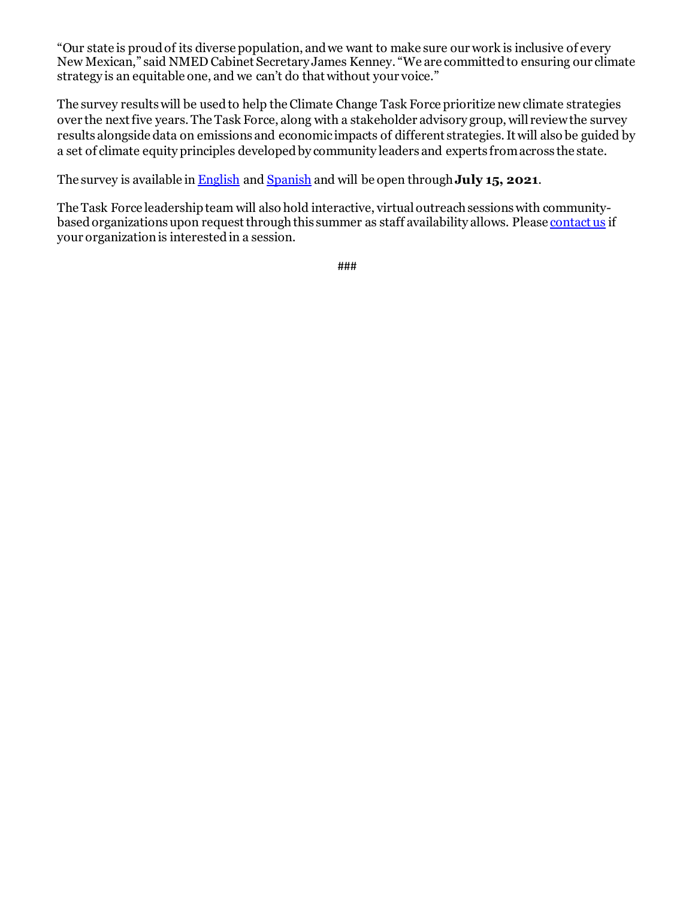"Our state is proud of its diverse population, and we want to make sure our work is inclusive of every New Mexican," said NMED Cabinet Secretary James Kenney. "We are committed to ensuring our climate strategy is an equitable one, and we can't do that without your voice."

The survey results will be used to help the Climate Change Task Force prioritize new climate strategies over the next five years. The Task Force, along with a stakeholder advisory group, will review the survey results alongside data on emissions and economic impacts of different strategies. It will also be guided by a set of climate equity principles developed by community leaders and experts from across the state.

The survey is available in English and Spanish and will be open through **July 15, 2021**.

The Task Force leadership team will also hold interactive, virtual outreach sessions with community-based organizations upon request through this summer as staff availability allows. Please contact us if your organization is interested in a session.

###